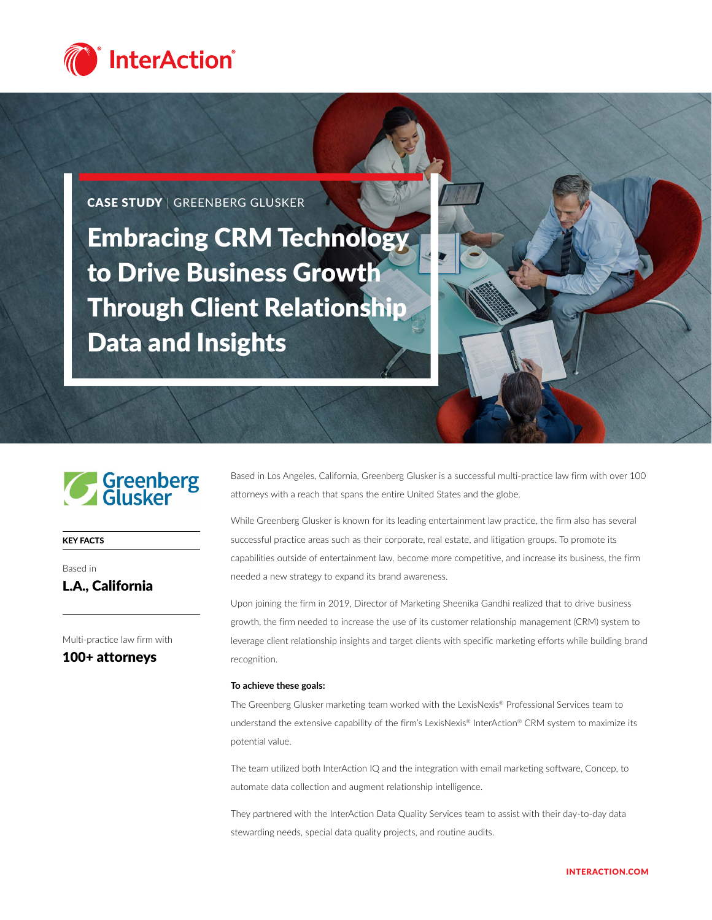InterAction®

**CASE STUDY** | GREENBERG GLUSKER

# Embracing CRM Technology to Drive Business Growth Through Client Relationship Data and Insights

Greenberg Glusker

**KEY FACTS**

Based in
**L.A., California**

Multi-practice law firm with
**100+ attorneys**

Based in Los Angeles, California, Greenberg Glusker is a successful multi-practice law firm with over 100 attorneys with a reach that spans the entire United States and the globe.

While Greenberg Glusker is known for its leading entertainment law practice, the firm also has several successful practice areas such as their corporate, real estate, and litigation groups. To promote its capabilities outside of entertainment law, become more competitive, and increase its business, the firm needed a new strategy to expand its brand awareness.

Upon joining the firm in 2019, Director of Marketing Sheenika Gandhi realized that to drive business growth, the firm needed to increase the use of its customer relationship management (CRM) system to leverage client relationship insights and target clients with specific marketing efforts while building brand recognition.

**To achieve these goals:**

The Greenberg Glusker marketing team worked with the LexisNexis® Professional Services team to understand the extensive capability of the firm's LexisNexis® InterAction® CRM system to maximize its potential value.

The team utilized both InterAction IQ and the integration with email marketing software, Concep, to automate data collection and augment relationship intelligence.

They partnered with the InterAction Data Quality Services team to assist with their day-to-day data stewarding needs, special data quality projects, and routine audits.

INTERACTION.COM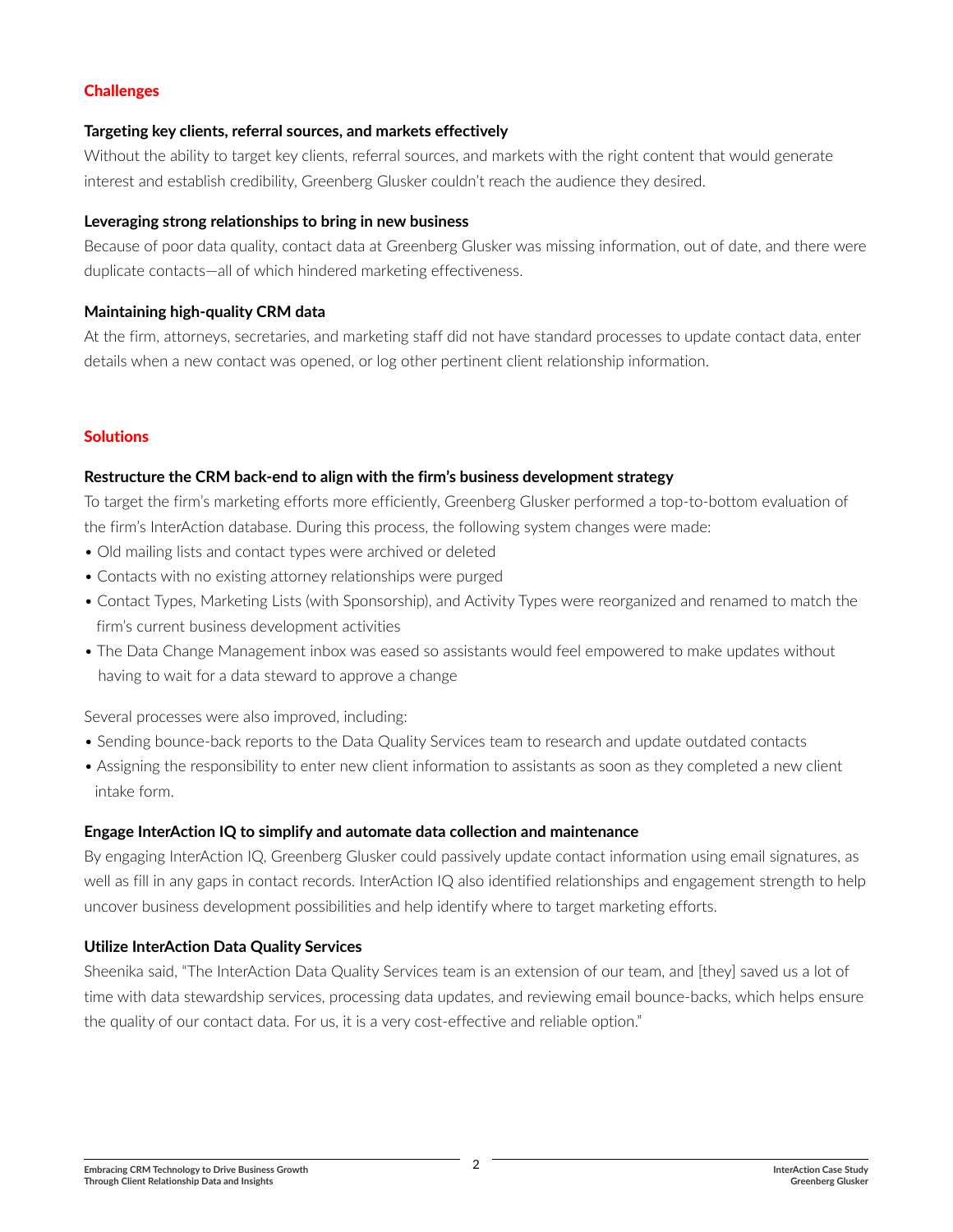## Challenges

### Targeting key clients, referral sources, and markets effectively

Without the ability to target key clients, referral sources, and markets with the right content that would generate interest and establish credibility, Greenberg Glusker couldn't reach the audience they desired.

### Leveraging strong relationships to bring in new business

Because of poor data quality, contact data at Greenberg Glusker was missing information, out of date, and there were duplicate contacts—all of which hindered marketing effectiveness.

### Maintaining high-quality CRM data

At the firm, attorneys, secretaries, and marketing staff did not have standard processes to update contact data, enter details when a new contact was opened, or log other pertinent client relationship information.

## Solutions

### Restructure the CRM back-end to align with the firm's business development strategy

To target the firm's marketing efforts more efficiently, Greenberg Glusker performed a top-to-bottom evaluation of the firm's InterAction database. During this process, the following system changes were made:

- Old mailing lists and contact types were archived or deleted
- Contacts with no existing attorney relationships were purged
- Contact Types, Marketing Lists (with Sponsorship), and Activity Types were reorganized and renamed to match the firm's current business development activities
- The Data Change Management inbox was eased so assistants would feel empowered to make updates without having to wait for a data steward to approve a change

Several processes were also improved, including:

- Sending bounce-back reports to the Data Quality Services team to research and update outdated contacts
- Assigning the responsibility to enter new client information to assistants as soon as they completed a new client intake form.

### Engage InterAction IQ to simplify and automate data collection and maintenance

By engaging InterAction IQ, Greenberg Glusker could passively update contact information using email signatures, as well as fill in any gaps in contact records. InterAction IQ also identified relationships and engagement strength to help uncover business development possibilities and help identify where to target marketing efforts.

### Utilize InterAction Data Quality Services

Sheenika said, "The InterAction Data Quality Services team is an extension of our team, and [they] saved us a lot of time with data stewardship services, processing data updates, and reviewing email bounce-backs, which helps ensure the quality of our contact data. For us, it is a very cost-effective and reliable option."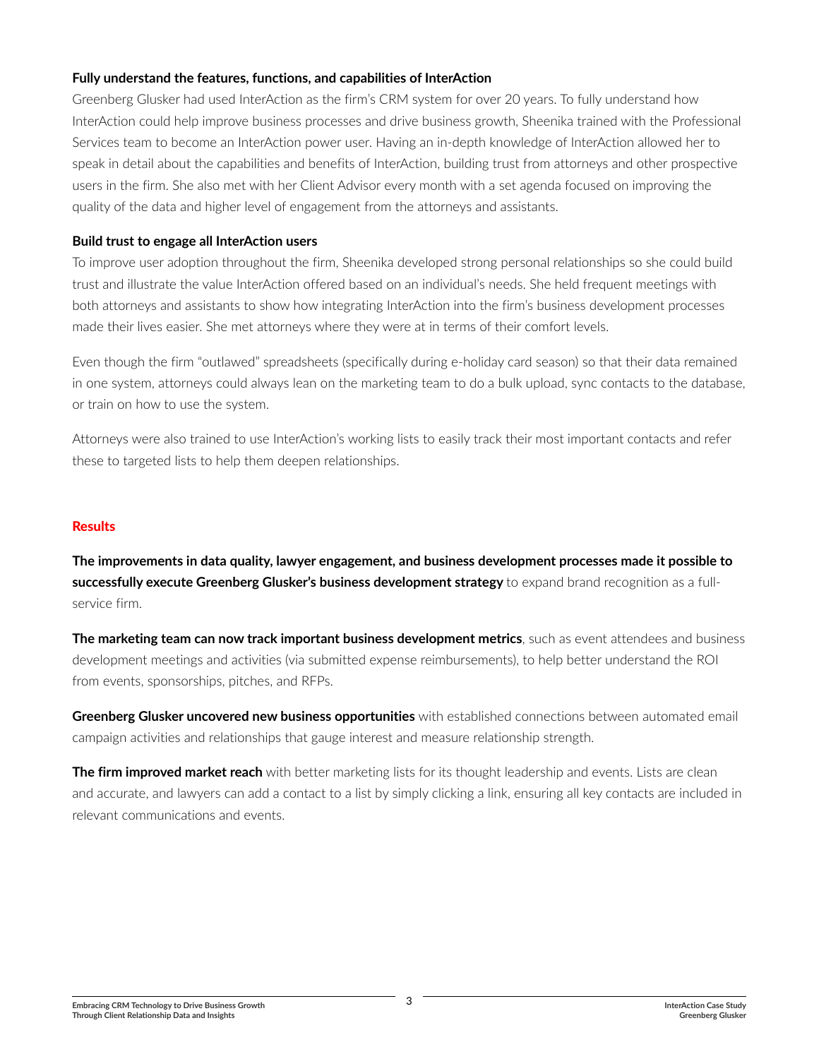**Fully understand the features, functions, and capabilities of InterAction**

Greenberg Glusker had used InterAction as the firm's CRM system for over 20 years. To fully understand how InterAction could help improve business processes and drive business growth, Sheenika trained with the Professional Services team to become an InterAction power user. Having an in-depth knowledge of InterAction allowed her to speak in detail about the capabilities and benefits of InterAction, building trust from attorneys and other prospective users in the firm. She also met with her Client Advisor every month with a set agenda focused on improving the quality of the data and higher level of engagement from the attorneys and assistants.

**Build trust to engage all InterAction users**

To improve user adoption throughout the firm, Sheenika developed strong personal relationships so she could build trust and illustrate the value InterAction offered based on an individual's needs. She held frequent meetings with both attorneys and assistants to show how integrating InterAction into the firm's business development processes made their lives easier. She met attorneys where they were at in terms of their comfort levels.

Even though the firm "outlawed" spreadsheets (specifically during e-holiday card season) so that their data remained in one system, attorneys could always lean on the marketing team to do a bulk upload, sync contacts to the database, or train on how to use the system.

Attorneys were also trained to use InterAction's working lists to easily track their most important contacts and refer these to targeted lists to help them deepen relationships.

## Results

**The improvements in data quality, lawyer engagement, and business development processes made it possible to successfully execute Greenberg Glusker's business development strategy** to expand brand recognition as a full-service firm.

**The marketing team can now track important business development metrics**, such as event attendees and business development meetings and activities (via submitted expense reimbursements), to help better understand the ROI from events, sponsorships, pitches, and RFPs.

**Greenberg Glusker uncovered new business opportunities** with established connections between automated email campaign activities and relationships that gauge interest and measure relationship strength.

**The firm improved market reach** with better marketing lists for its thought leadership and events. Lists are clean and accurate, and lawyers can add a contact to a list by simply clicking a link, ensuring all key contacts are included in relevant communications and events.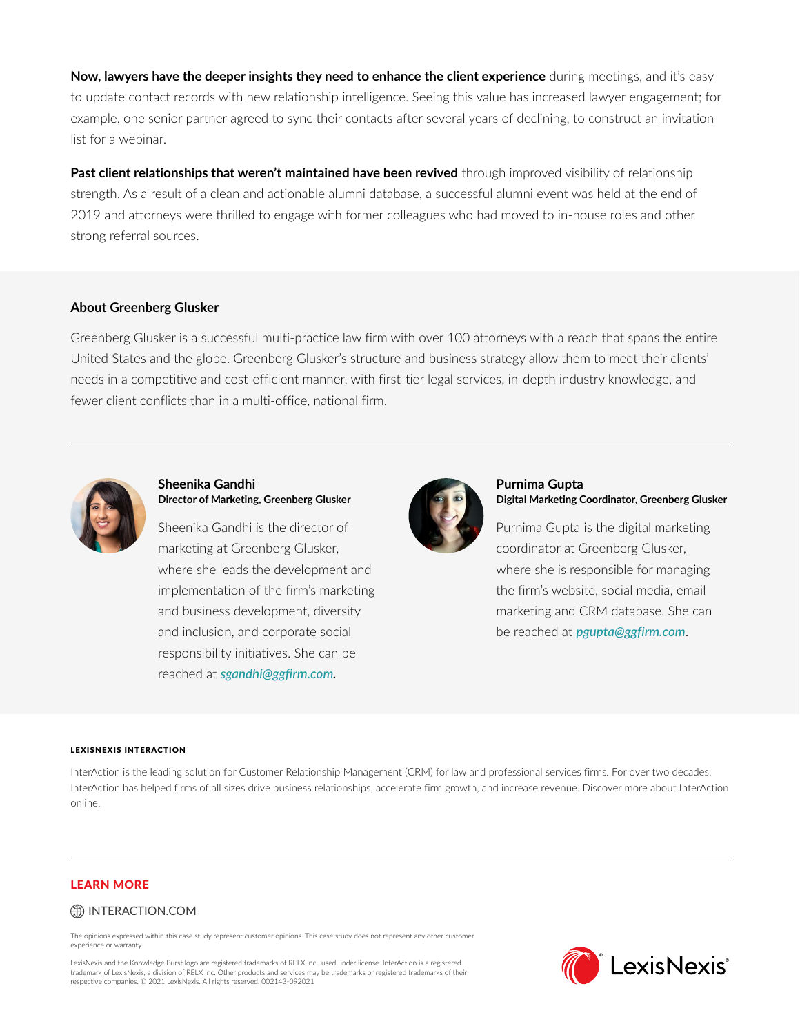**Now, lawyers have the deeper insights they need to enhance the client experience** during meetings, and it's easy to update contact records with new relationship intelligence. Seeing this value has increased lawyer engagement; for example, one senior partner agreed to sync their contacts after several years of declining, to construct an invitation list for a webinar.

**Past client relationships that weren't maintained have been revived** through improved visibility of relationship strength. As a result of a clean and actionable alumni database, a successful alumni event was held at the end of 2019 and attorneys were thrilled to engage with former colleagues who had moved to in-house roles and other strong referral sources.

### About Greenberg Glusker

Greenberg Glusker is a successful multi-practice law firm with over 100 attorneys with a reach that spans the entire United States and the globe. Greenberg Glusker's structure and business strategy allow them to meet their clients' needs in a competitive and cost-efficient manner, with first-tier legal services, in-depth industry knowledge, and fewer client conflicts than in a multi-office, national firm.

---

**Sheenika Gandhi**
**Director of Marketing, Greenberg Glusker**

Sheenika Gandhi is the director of marketing at Greenberg Glusker, where she leads the development and implementation of the firm's marketing and business development, diversity and inclusion, and corporate social responsibility initiatives. She can be reached at *sgandhi@ggfirm.com*.

**Purnima Gupta**
**Digital Marketing Coordinator, Greenberg Glusker**

Purnima Gupta is the digital marketing coordinator at Greenberg Glusker, where she is responsible for managing the firm's website, social media, email marketing and CRM database. She can be reached at *pgupta@ggfirm.com*.

#### LEXISNEXIS INTERACTION

InterAction is the leading solution for Customer Relationship Management (CRM) for law and professional services firms. For over two decades, InterAction has helped firms of all sizes drive business relationships, accelerate firm growth, and increase revenue. Discover more about InterAction online.

---

**LEARN MORE**

INTERACTION.COM

The opinions expressed within this case study represent customer opinions. This case study does not represent any other customer experience or warranty.

LexisNexis and the Knowledge Burst logo are registered trademarks of RELX Inc., used under license. InterAction is a registered trademark of LexisNexis, a division of RELX Inc. Other products and services may be trademarks or registered trademarks of their respective companies. © 2021 LexisNexis. All rights reserved. 002143-092021

LexisNexis®